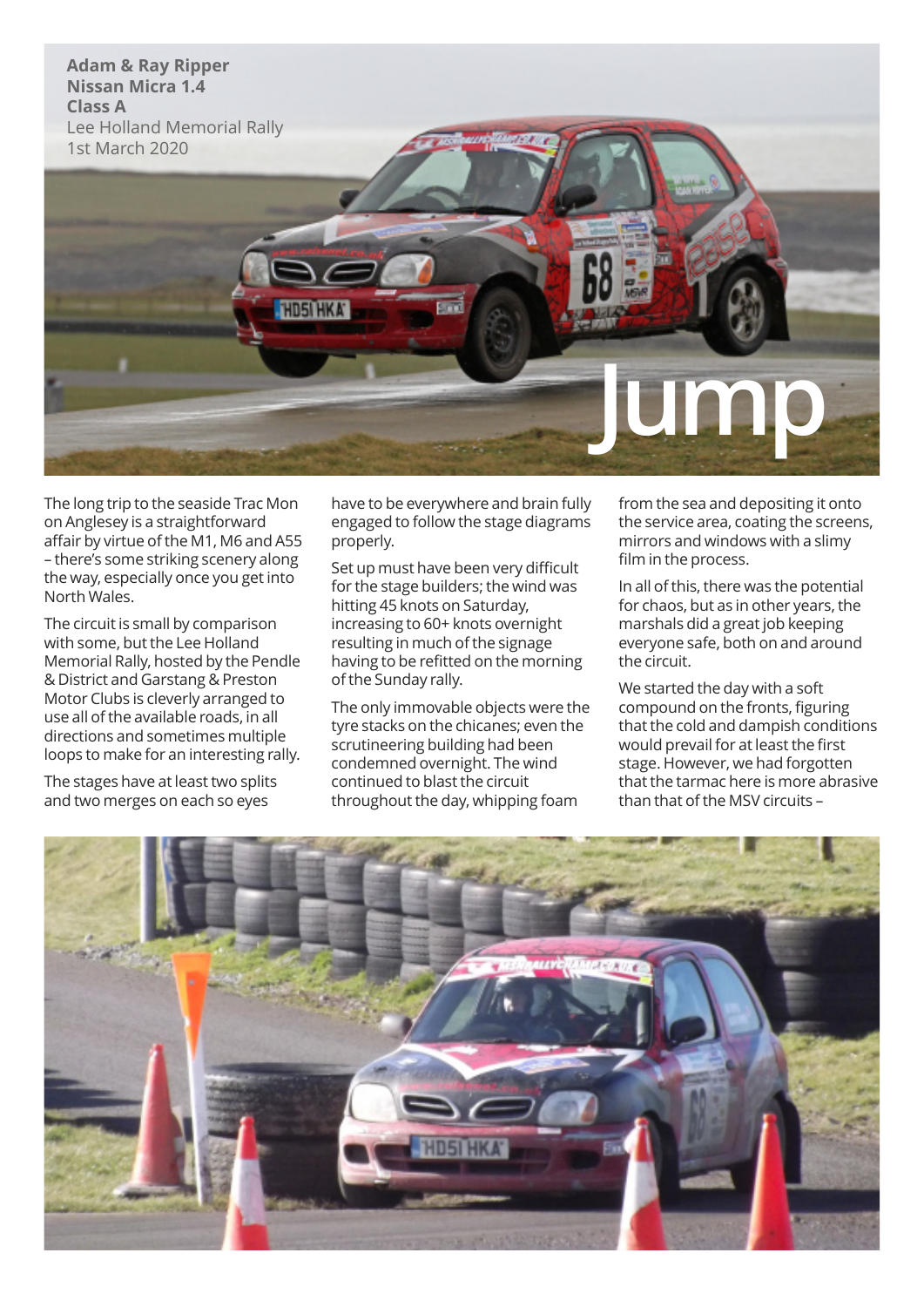**Adam & Ray Ripper**
**Nissan Micra 1.4**
**Class A**
Lee Holland Memorial Rally
1st March 2020

# Jump

The long trip to the seaside Trac Mon on Anglesey is a straightforward affair by virtue of the M1, M6 and A55 – there's some striking scenery along the way, especially once you get into North Wales.

The circuit is small by comparison with some, but the Lee Holland Memorial Rally, hosted by the Pendle & District and Garstang & Preston Motor Clubs is cleverly arranged to use all of the available roads, in all directions and sometimes multiple loops to make for an interesting rally.

The stages have at least two splits and two merges on each so eyes have to be everywhere and brain fully engaged to follow the stage diagrams properly.

Set up must have been very difficult for the stage builders; the wind was hitting 45 knots on Saturday, increasing to 60+ knots overnight resulting in much of the signage having to be refitted on the morning of the Sunday rally.

The only immovable objects were the tyre stacks on the chicanes; even the scrutineering building had been condemned overnight. The wind continued to blast the circuit throughout the day, whipping foam from the sea and depositing it onto the service area, coating the screens, mirrors and windows with a slimy film in the process.

In all of this, there was the potential for chaos, but as in other years, the marshals did a great job keeping everyone safe, both on and around the circuit.

We started the day with a soft compound on the fronts, figuring that the cold and dampish conditions would prevail for at least the first stage. However, we had forgotten that the tarmac here is more abrasive than that of the MSV circuits –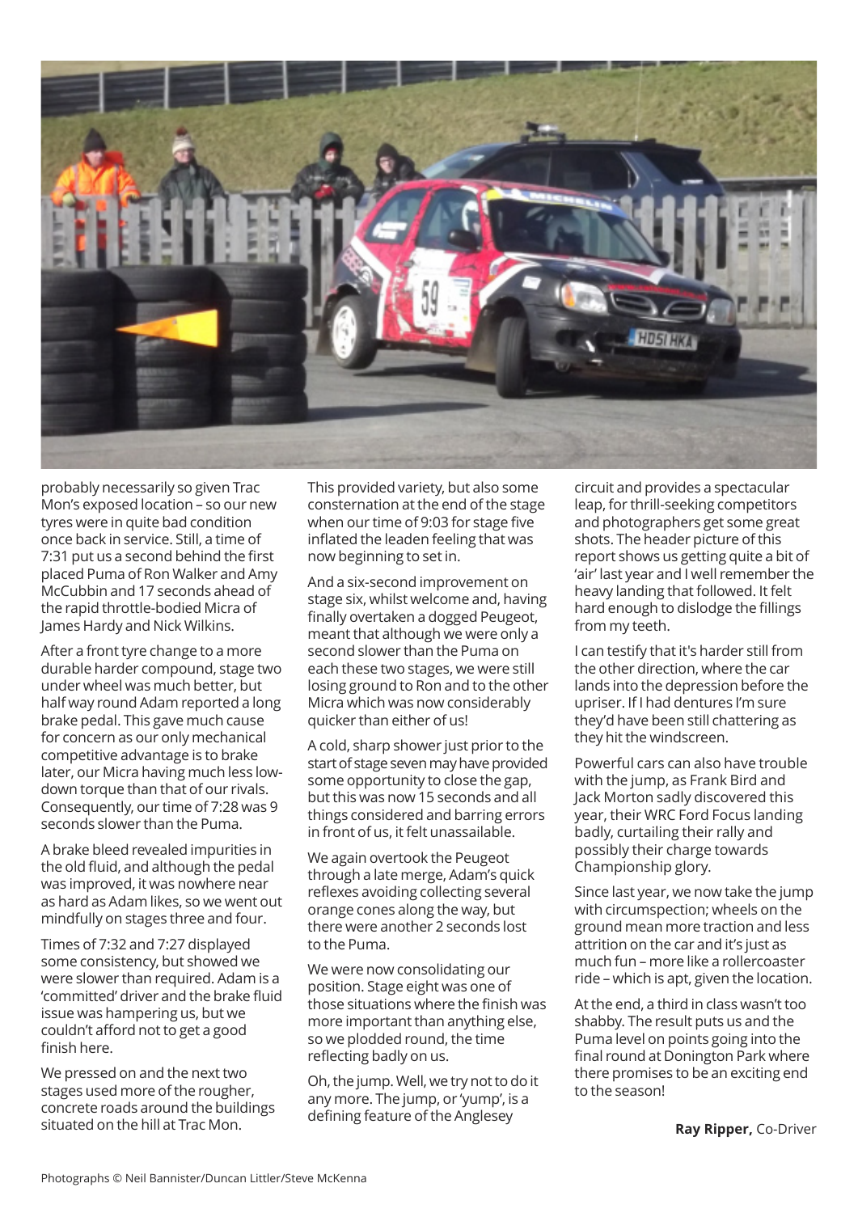probably necessarily so given Trac Mon's exposed location – so our new tyres were in quite bad condition once back in service. Still, a time of 7:31 put us a second behind the first placed Puma of Ron Walker and Amy McCubbin and 17 seconds ahead of the rapid throttle-bodied Micra of James Hardy and Nick Wilkins.

After a front tyre change to a more durable harder compound, stage two under wheel was much better, but half way round Adam reported a long brake pedal. This gave much cause for concern as our only mechanical competitive advantage is to brake later, our Micra having much less low-down torque than that of our rivals. Consequently, our time of 7:28 was 9 seconds slower than the Puma.

A brake bleed revealed impurities in the old fluid, and although the pedal was improved, it was nowhere near as hard as Adam likes, so we went out mindfully on stages three and four.

Times of 7:32 and 7:27 displayed some consistency, but showed we were slower than required. Adam is a 'committed' driver and the brake fluid issue was hampering us, but we couldn't afford not to get a good finish here.

We pressed on and the next two stages used more of the rougher, concrete roads around the buildings situated on the hill at Trac Mon.

This provided variety, but also some consternation at the end of the stage when our time of 9:03 for stage five inflated the leaden feeling that was now beginning to set in.

And a six-second improvement on stage six, whilst welcome and, having finally overtaken a dogged Peugeot, meant that although we were only a second slower than the Puma on each these two stages, we were still losing ground to Ron and to the other Micra which was now considerably quicker than either of us!

A cold, sharp shower just prior to the start of stage seven may have provided some opportunity to close the gap, but this was now 15 seconds and all things considered and barring errors in front of us, it felt unassailable.

We again overtook the Peugeot through a late merge, Adam's quick reflexes avoiding collecting several orange cones along the way, but there were another 2 seconds lost to the Puma.

We were now consolidating our position. Stage eight was one of those situations where the finish was more important than anything else, so we plodded round, the time reflecting badly on us.

Oh, the jump. Well, we try not to do it any more. The jump, or 'yump', is a defining feature of the Anglesey circuit and provides a spectacular leap, for thrill-seeking competitors and photographers get some great shots. The header picture of this report shows us getting quite a bit of 'air' last year and I well remember the heavy landing that followed. It felt hard enough to dislodge the fillings from my teeth.

I can testify that it's harder still from the other direction, where the car lands into the depression before the upriser. If I had dentures I'm sure they'd have been still chattering as they hit the windscreen.

Powerful cars can also have trouble with the jump, as Frank Bird and Jack Morton sadly discovered this year, their WRC Ford Focus landing badly, curtailing their rally and possibly their charge towards Championship glory.

Since last year, we now take the jump with circumspection; wheels on the ground mean more traction and less attrition on the car and it's just as much fun – more like a rollercoaster ride – which is apt, given the location.

At the end, a third in class wasn't too shabby. The result puts us and the Puma level on points going into the final round at Donington Park where there promises to be an exciting end to the season!

**Ray Ripper,** Co-Driver

Photographs © Neil Bannister/Duncan Littler/Steve McKenna